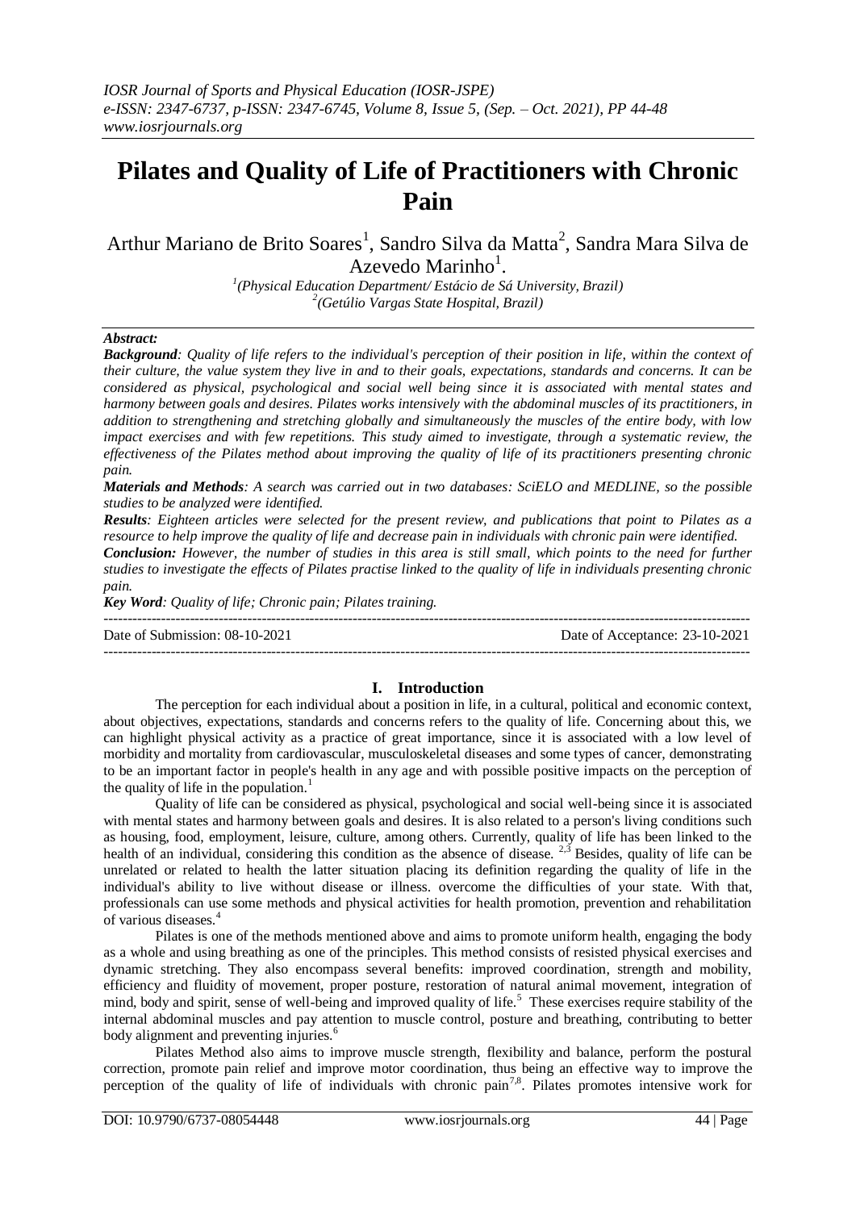# Pilates and Quality of Life of Practitioners with Chronic Pain

Arthur Mariano de Brito Soares[1], Sandro Silva da Matta[2], Sandra Mara Silva de Azevedo Marinho[1].

[1](Physical Education Department/ Estácio de Sá University, Brazil)
[2](Getúlio Vargas State Hospital, Brazil)

***Abstract:***

***Background**: Quality of life refers to the individual's perception of their position in life, within the context of their culture, the value system they live in and to their goals, expectations, standards and concerns. It can be considered as physical, psychological and social well being since it is associated with mental states and harmony between goals and desires. Pilates works intensively with the abdominal muscles of its practitioners, in addition to strengthening and stretching globally and simultaneously the muscles of the entire body, with low impact exercises and with few repetitions. This study aimed to investigate, through a systematic review, the effectiveness of the Pilates method about improving the quality of life of its practitioners presenting chronic pain.*

***Materials and Methods**: A search was carried out in two databases: SciELO and MEDLINE, so the possible studies to be analyzed were identified.*

***Results**: Eighteen articles were selected for the present review, and publications that point to Pilates as a resource to help improve the quality of life and decrease pain in individuals with chronic pain were identified.*

***Conclusion:** However, the number of studies in this area is still small, which points to the need for further studies to investigate the effects of Pilates practise linked to the quality of life in individuals presenting chronic pain.*

***Key Word**: Quality of life; Chronic pain; Pilates training.*

Date of Submission: 08-10-2021 Date of Acceptance: 23-10-2021

## I. Introduction

The perception for each individual about a position in life, in a cultural, political and economic context, about objectives, expectations, standards and concerns refers to the quality of life. Concerning about this, we can highlight physical activity as a practice of great importance, since it is associated with a low level of morbidity and mortality from cardiovascular, musculoskeletal diseases and some types of cancer, demonstrating to be an important factor in people's health in any age and with possible positive impacts on the perception of the quality of life in the population.[1]

Quality of life can be considered as physical, psychological and social well-being since it is associated with mental states and harmony between goals and desires. It is also related to a person's living conditions such as housing, food, employment, leisure, culture, among others. Currently, quality of life has been linked to the health of an individual, considering this condition as the absence of disease. [2,3] Besides, quality of life can be unrelated or related to health the latter situation placing its definition regarding the quality of life in the individual's ability to live without disease or illness. overcome the difficulties of your state. With that, professionals can use some methods and physical activities for health promotion, prevention and rehabilitation of various diseases.[4]

Pilates is one of the methods mentioned above and aims to promote uniform health, engaging the body as a whole and using breathing as one of the principles. This method consists of resisted physical exercises and dynamic stretching. They also encompass several benefits: improved coordination, strength and mobility, efficiency and fluidity of movement, proper posture, restoration of natural animal movement, integration of mind, body and spirit, sense of well-being and improved quality of life.[5] These exercises require stability of the internal abdominal muscles and pay attention to muscle control, posture and breathing, contributing to better body alignment and preventing injuries.[6]

Pilates Method also aims to improve muscle strength, flexibility and balance, perform the postural correction, promote pain relief and improve motor coordination, thus being an effective way to improve the perception of the quality of life of individuals with chronic pain[7,8]. Pilates promotes intensive work for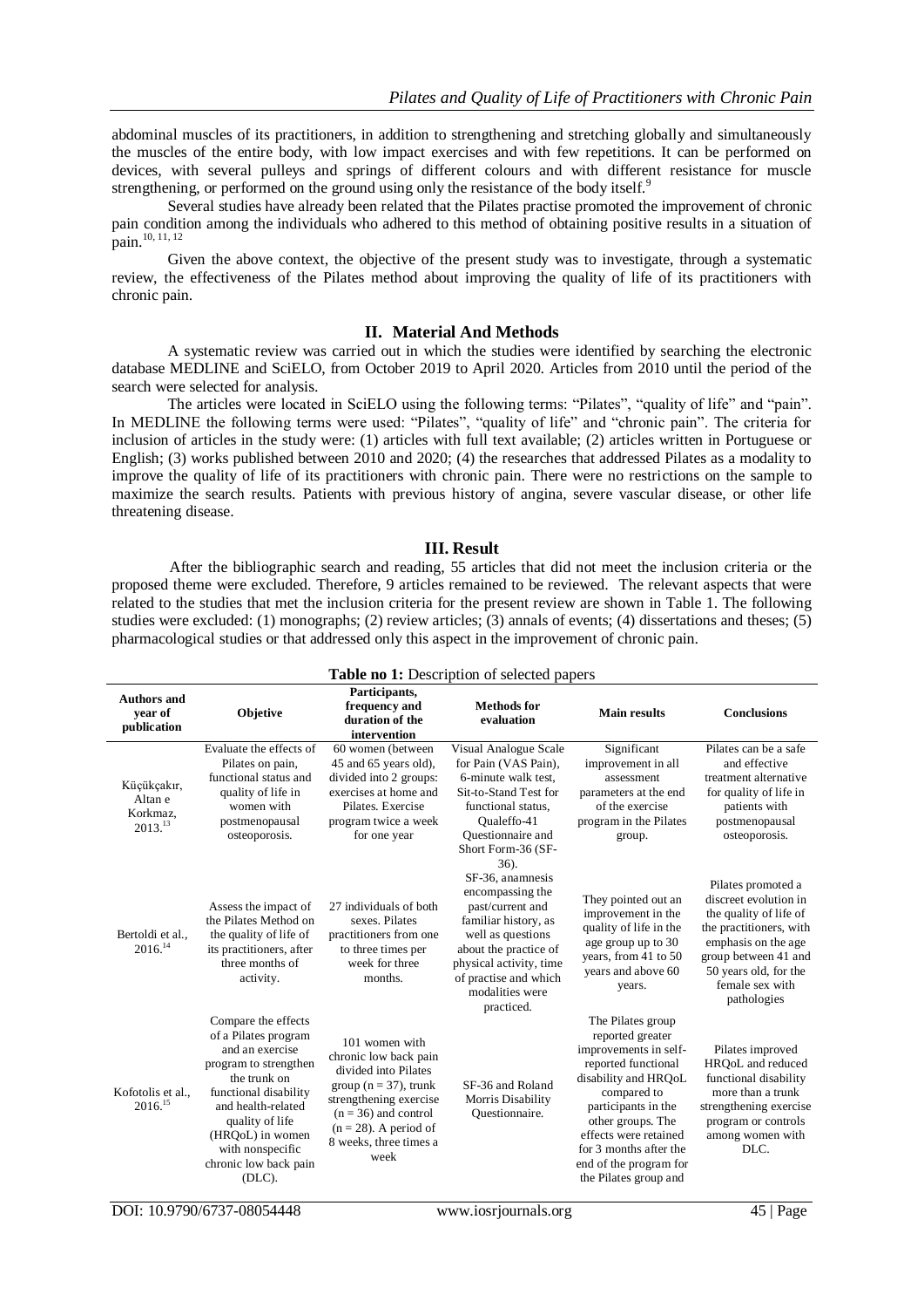abdominal muscles of its practitioners, in addition to strengthening and stretching globally and simultaneously the muscles of the entire body, with low impact exercises and with few repetitions. It can be performed on devices, with several pulleys and springs of different colours and with different resistance for muscle strengthening, or performed on the ground using only the resistance of the body itself.[9]

Several studies have already been related that the Pilates practise promoted the improvement of chronic pain condition among the individuals who adhered to this method of obtaining positive results in a situation of pain.[10, 11, 12]

Given the above context, the objective of the present study was to investigate, through a systematic review, the effectiveness of the Pilates method about improving the quality of life of its practitioners with chronic pain.

## II. Material And Methods

A systematic review was carried out in which the studies were identified by searching the electronic database MEDLINE and SciELO, from October 2019 to April 2020. Articles from 2010 until the period of the search were selected for analysis.

The articles were located in SciELO using the following terms: "Pilates", "quality of life" and "pain". In MEDLINE the following terms were used: "Pilates", "quality of life" and "chronic pain". The criteria for inclusion of articles in the study were: (1) articles with full text available; (2) articles written in Portuguese or English; (3) works published between 2010 and 2020; (4) the researches that addressed Pilates as a modality to improve the quality of life of its practitioners with chronic pain. There were no restrictions on the sample to maximize the search results. Patients with previous history of angina, severe vascular disease, or other life threatening disease.

## III. Result

After the bibliographic search and reading, 55 articles that did not meet the inclusion criteria or the proposed theme were excluded. Therefore, 9 articles remained to be reviewed. The relevant aspects that were related to the studies that met the inclusion criteria for the present review are shown in Table 1. The following studies were excluded: (1) monographs; (2) review articles; (3) annals of events; (4) dissertations and theses; (5) pharmacological studies or that addressed only this aspect in the improvement of chronic pain.

**Table no 1:** Description of selected papers

| Authors and year of publication | Objetive | Participants, frequency and duration of the intervention | Methods for evaluation | Main results | Conclusions |
|---|---|---|---|---|---|
| Küçükçakır, Altan e Korkmaz, 2013.[13] | Evaluate the effects of Pilates on pain, functional status and quality of life in women with postmenopausal osteoporosis. | 60 women (between 45 and 65 years old), divided into 2 groups: exercises at home and Pilates. Exercise program twice a week for one year | Visual Analogue Scale for Pain (VAS Pain), 6-minute walk test, Sit-to-Stand Test for functional status, Qualeffo-41 Questionnaire and Short Form-36 (SF-36). | Significant improvement in all assessment parameters at the end of the exercise program in the Pilates group. | Pilates can be a safe and effective treatment alternative for quality of life for patients with postmenopausal osteoporosis. |
| Bertoldi et al., 2016.[14] | Assess the impact of the Pilates Method on the quality of life of its practitioners, after three months of activity. | 27 individuals of both sexes. Pilates practitioners from one to three times per week for three months. | SF-36, anamnesis encompassing the past/current and familiar history, as well as questions about the practice of physical activity, time of practise and which modalities were practiced. | They pointed out an improvement in the quality of life in the age group up to 30 years, from 41 to 50 years and above 60 years. | Pilates promoted a discreet evolution in the quality of life of the practitioners, with emphasis on the age group between 41 and 50 years old, for the female sex with pathologies |
| Kofotolis et al., 2016.[15] | Compare the effects of a Pilates program and an exercise program to strengthen the trunk on functional disability and health-related quality of life (HRQoL) in women with nonspecific chronic low back pain (DLC). | 101 women with chronic low back pain divided into Pilates group (n = 37), trunk strengthening exercise (n = 36) and control (n = 28). A period of 8 weeks, three times a week | SF-36 and Roland Morris Disability Questionnaire. | The Pilates group reported greater improvements in self-reported functional disability and HRQoL compared to participants in the other groups. The effects were retained for 3 months after the end of the program for the Pilates group and | Pilates improved HRQoL and reduced functional disability more than a trunk strengthening exercise program or controls among women with DLC. |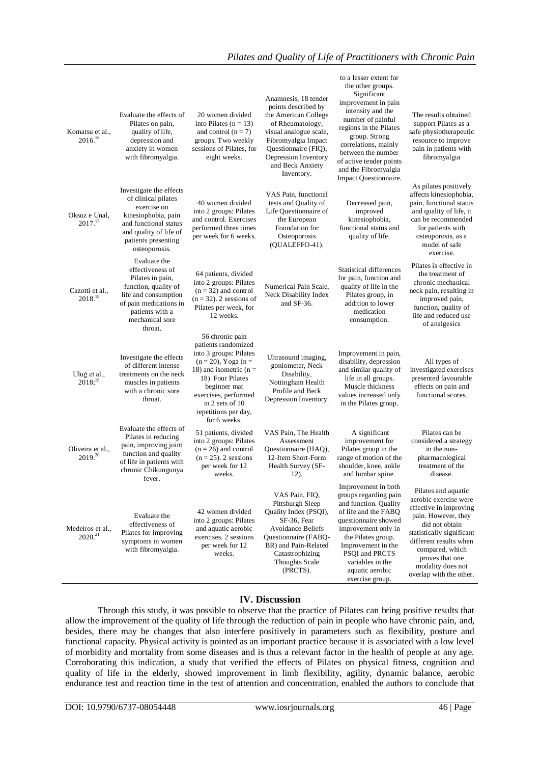| | | | | | |
|---|---|---|---|---|---|
| Komatsu et al., 2016.[16] | Evaluate the effects of Pilates on pain, quality of life, depression and anxiety in women with fibromyalgia. | 20 women divided into Pilates (n = 13) and control (n = 7) groups. Two weekly sessions of Pilates, for eight weeks. | Anamnesis, 18 tender points described by the American College of Rheumatology, visual analogue scale, Fibromyalgia Impact Questionnaire (FIQ), Depression Inventory and Beck Anxiety Inventory. | to a lesser extent for the other groups. Significant improvement in pain intensity and the number of painful regions in the Pilates group. Strong correlations, mainly between the number of active tender points and the Fibromyalgia Impact Questionnaire. | The results obtained support Pilates as a safe physiotherapeutic resource to improve pain in patients with fibromyalgia |
| Oksuz e Unal, 2017.[17] | Investigate the effects of clinical pilates exercise on kinesiophobia, pain and functional status and quality of life of patients presenting osteoporosis. | 40 women divided into 2 groups: Pilates and control. Exercises performed three times per week for 6 weeks. | VAS Pain, functional tests and Quality of Life Questionnaire of the European Foundation for Osteoporosis (QUALEFFO-41). | Decreased pain, improved kinesiophobia, functional status and quality of life. | As pilates positively affects kinesiophobia, pain, functional status and quality of life, it can be recommended for patients with osteoporosis, as a model of safe exercise. |
| Cazotti et al., 2018.[18] | Evaluate the effectiveness of Pilates in pain, function, quality of life and consumption of pain medications in patients with a mechanical sore throat. | 64 patients, divided into 2 groups: Pilates (n = 32) and control (n = 32). 2 sessions of Pilates per week, for 12 weeks. | Numerical Pain Scale, Neck Disability Index and SF-36. | Statistical differences for pain, function and quality of life in the Pilates group, in addition to lower medication consumption. | Pilates is effective in the treatment of chronic mechanical neck pain, resulting in improved pain, function, quality of life and reduced use of analgesics |
| Uluğ et al., 2018;[19] | Investigate the effects of different intense treatments on the neck muscles in patients with a chronic sore throat. | 56 chronic pain patients randomized into 3 groups: Pilates (n = 20), Yoga (n = 18) and isometric (n = 18). Four Pilates beginner mat exercises, performed in 2 sets of 10 repetitions per day, for 6 weeks. | Ultrasound imaging, goniometer, Neck Disability, Nottingham Health Profile and Beck Depression Inventory. | Improvement in pain, disability, depression and similar quality of life in all groups. Muscle thickness values increased only in the Pilates group. | All types of investigated exercises presented favourable effects on pain and functional scores. |
| Oliveira et al., 2019.[20] | Evaluate the effects of Pilates in reducing pain, improving joint function and quality of life in patients with chronic Chikungunya fever. | 51 patients, divided into 2 groups: Pilates (n = 26) and control (n = 25). 2 sessions per week for 12 weeks. | VAS Pain, The Health Assessment Questionnaire (HAQ), 12-Item Short-Form Health Survey (SF-12). | A significant improvement for Pilates group in the range of motion of the shoulder, knee, ankle and lumbar spine. | Pilates can be considered a strategy in the non-pharmacological treatment of the disease. |
| Medeiros et al., 2020.[21] | Evaluate the effectiveness of Pilates for improving symptoms in women with fibromyalgia. | 42 women divided into 2 groups: Pilates and aquatic aerobic exercises. 2 sessions per week for 12 weeks. | VAS Pain, FIQ, Pittsburgh Sleep Quality Index (PSQI), SF-36, Fear Avoidance Beliefs Questionnaire (FABQ-BR) and Pain-Related Catastrophizing Thoughts Scale (PRCTS). | Improvement in both groups regarding pain and function. Quality of life and the FABQ questionnaire showed improvement only in the Pilates group. Improvement in the PSQI and PRCTS variables in the aquatic aerobic exercise group. | Pilates and aquatic aerobic exercise were effective in improving pain. However, they did not obtain statistically significant different results when compared, which proves that one modality does not overlap with the other. |

## IV. Discussion

Through this study, it was possible to observe that the practice of Pilates can bring positive results that allow the improvement of the quality of life through the reduction of pain in people who have chronic pain, and, besides, there may be changes that also interfere positively in parameters such as flexibility, posture and functional capacity. Physical activity is pointed as an important practice because it is associated with a low level of morbidity and mortality from some diseases and is thus a relevant factor in the health of people at any age. Corroborating this indication, a study that verified the effects of Pilates on physical fitness, cognition and quality of life in the elderly, showed improvement in limb flexibility, agility, dynamic balance, aerobic endurance test and reaction time in the test of attention and concentration, enabled the authors to conclude that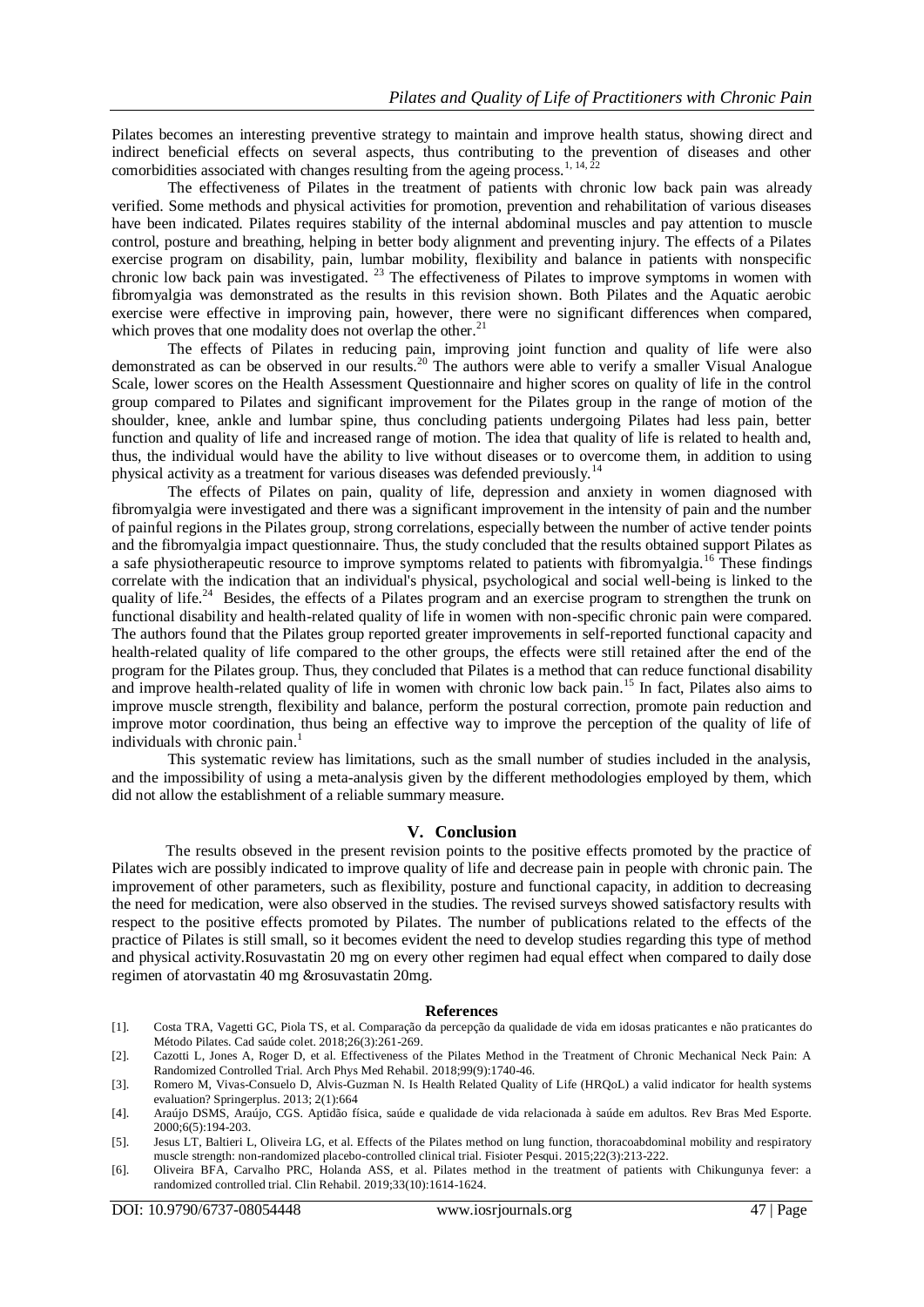Pilates becomes an interesting preventive strategy to maintain and improve health status, showing direct and indirect beneficial effects on several aspects, thus contributing to the prevention of diseases and other comorbidities associated with changes resulting from the ageing process.[1, 14, 22]

The effectiveness of Pilates in the treatment of patients with chronic low back pain was already verified. Some methods and physical activities for promotion, prevention and rehabilitation of various diseases have been indicated. Pilates requires stability of the internal abdominal muscles and pay attention to muscle control, posture and breathing, helping in better body alignment and preventing injury. The effects of a Pilates exercise program on disability, pain, lumbar mobility, flexibility and balance in patients with nonspecific chronic low back pain was investigated. [23] The effectiveness of Pilates to improve symptoms in women with fibromyalgia was demonstrated as the results in this revision shown. Both Pilates and the Aquatic aerobic exercise were effective in improving pain, however, there were no significant differences when compared, which proves that one modality does not overlap the other.[21]

The effects of Pilates in reducing pain, improving joint function and quality of life were also demonstrated as can be observed in our results.[20] The authors were able to verify a smaller Visual Analogue Scale, lower scores on the Health Assessment Questionnaire and higher scores on quality of life in the control group compared to Pilates and significant improvement for the Pilates group in the range of motion of the shoulder, knee, ankle and lumbar spine, thus concluding patients undergoing Pilates had less pain, better function and quality of life and increased range of motion. The idea that quality of life is related to health and, thus, the individual would have the ability to live without diseases or to overcome them, in addition to using physical activity as a treatment for various diseases was defended previously.[14]

The effects of Pilates on pain, quality of life, depression and anxiety in women diagnosed with fibromyalgia were investigated and there was a significant improvement in the intensity of pain and the number of painful regions in the Pilates group, strong correlations, especially between the number of active tender points and the fibromyalgia impact questionnaire. Thus, the study concluded that the results obtained support Pilates as a safe physiotherapeutic resource to improve symptoms related to patients with fibromyalgia.[16] These findings correlate with the indication that an individual's physical, psychological and social well-being is linked to the quality of life.[24] Besides, the effects of a Pilates program and an exercise program to strengthen the trunk on functional disability and health-related quality of life in women with non-specific chronic pain were compared. The authors found that the Pilates group reported greater improvements in self-reported functional capacity and health-related quality of life compared to the other groups, the effects were still retained after the end of the program for the Pilates group. Thus, they concluded that Pilates is a method that can reduce functional disability and improve health-related quality of life in women with chronic low back pain.[15] In fact, Pilates also aims to improve muscle strength, flexibility and balance, perform the postural correction, promote pain reduction and improve motor coordination, thus being an effective way to improve the perception of the quality of life of individuals with chronic pain.[1]

This systematic review has limitations, such as the small number of studies included in the analysis, and the impossibility of using a meta-analysis given by the different methodologies employed by them, which did not allow the establishment of a reliable summary measure.

## V. Conclusion

The results obseved in the present revision points to the positive effects promoted by the practice of Pilates wich are possibly indicated to improve quality of life and decrease pain in people with chronic pain. The improvement of other parameters, such as flexibility, posture and functional capacity, in addition to decreasing the need for medication, were also observed in the studies. The revised surveys showed satisfactory results with respect to the positive effects promoted by Pilates. The number of publications related to the effects of the practice of Pilates is still small, so it becomes evident the need to develop studies regarding this type of method and physical activity.Rosuvastatin 20 mg on every other regimen had equal effect when compared to daily dose regimen of atorvastatin 40 mg &rosuvastatin 20mg.

## References

[1]. Costa TRA, Vagetti GC, Piola TS, et al. Comparação da percepção da qualidade de vida em idosas praticantes e não praticantes do Método Pilates. Cad saúde colet. 2018;26(3):261-269.

[2]. Cazotti L, Jones A, Roger D, et al. Effectiveness of the Pilates Method in the Treatment of Chronic Mechanical Neck Pain: A Randomized Controlled Trial. Arch Phys Med Rehabil. 2018;99(9):1740-46.

[3]. Romero M, Vivas-Consuelo D, Alvis-Guzman N. Is Health Related Quality of Life (HRQoL) a valid indicator for health systems evaluation? Springerplus. 2013; 2(1):664

[4]. Araújo DSMS, Araújo, CGS. Aptidão física, saúde e qualidade de vida relacionada à saúde em adultos. Rev Bras Med Esporte. 2000;6(5):194-203.

[5]. Jesus LT, Baltieri L, Oliveira LG, et al. Effects of the Pilates method on lung function, thoracoabdominal mobility and respiratory muscle strength: non-randomized placebo-controlled clinical trial. Fisioter Pesqui. 2015;22(3):213-222.

[6]. Oliveira BFA, Carvalho PRC, Holanda ASS, et al. Pilates method in the treatment of patients with Chikungunya fever: a randomized controlled trial. Clin Rehabil. 2019;33(10):1614-1624.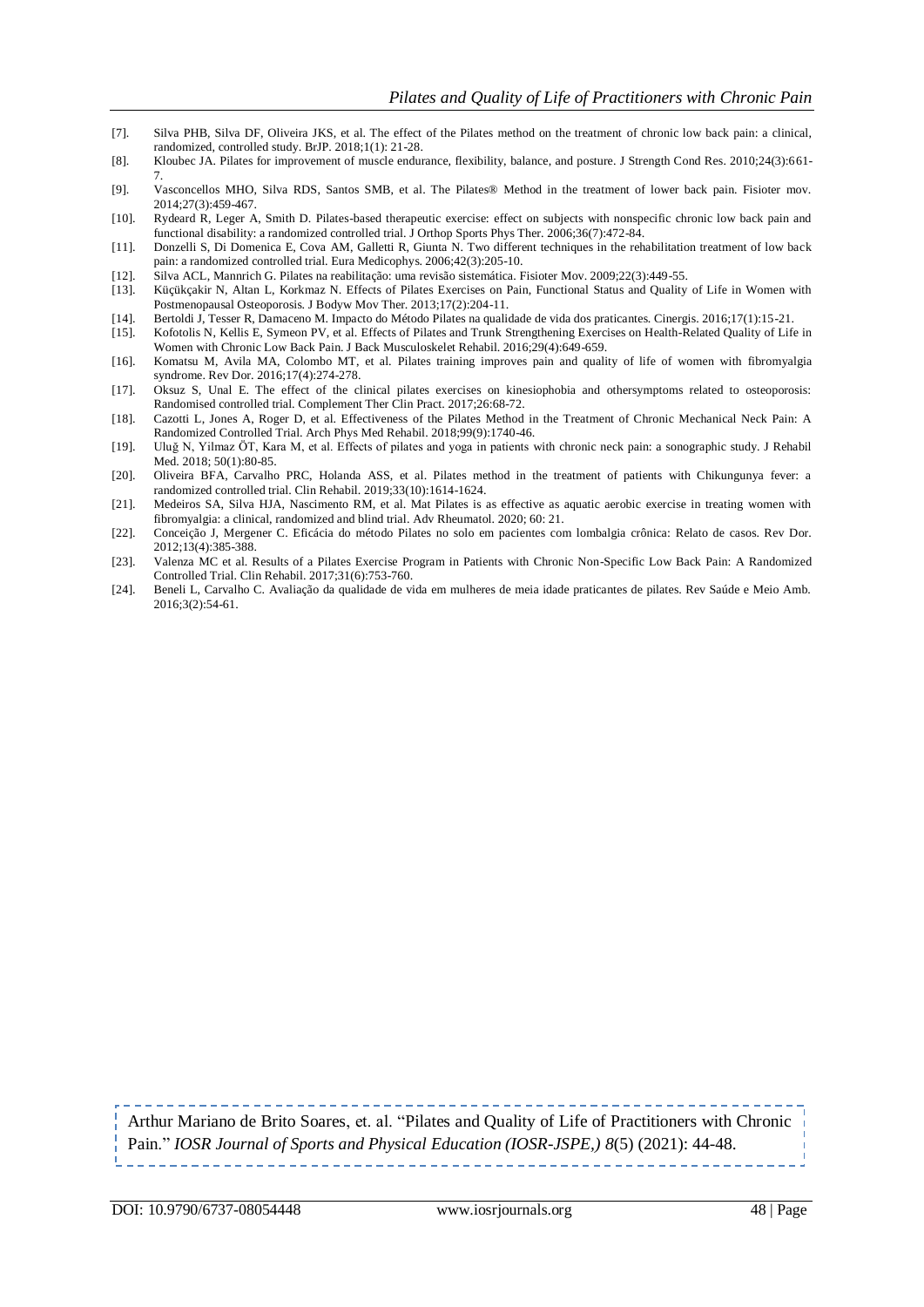[7]. Silva PHB, Silva DF, Oliveira JKS, et al. The effect of the Pilates method on the treatment of chronic low back pain: a clinical, randomized, controlled study. BrJP. 2018;1(1): 21-28.

[8]. Kloubec JA. Pilates for improvement of muscle endurance, flexibility, balance, and posture. J Strength Cond Res. 2010;24(3):661-7.

[9]. Vasconcellos MHO, Silva RDS, Santos SMB, et al. The Pilates® Method in the treatment of lower back pain. Fisioter mov. 2014;27(3):459-467.

[10]. Rydeard R, Leger A, Smith D. Pilates-based therapeutic exercise: effect on subjects with nonspecific chronic low back pain and functional disability: a randomized controlled trial. J Orthop Sports Phys Ther. 2006;36(7):472-84.

[11]. Donzelli S, Di Domenica E, Cova AM, Galletti R, Giunta N. Two different techniques in the rehabilitation treatment of low back pain: a randomized controlled trial. Eura Medicophys. 2006;42(3):205-10.

[12]. Silva ACL, Mannrich G. Pilates na reabilitação: uma revisão sistemática. Fisioter Mov. 2009;22(3):449-55.

[13]. Küçükçakir N, Altan L, Korkmaz N. Effects of Pilates Exercises on Pain, Functional Status and Quality of Life in Women with Postmenopausal Osteoporosis. J Bodyw Mov Ther. 2013;17(2):204-11.

[14]. Bertoldi J, Tesser R, Damaceno M. Impacto do Método Pilates na qualidade de vida dos praticantes. Cinergis. 2016;17(1):15-21.

[15]. Kofotolis N, Kellis E, Symeon PV, et al. Effects of Pilates and Trunk Strengthening Exercises on Health-Related Quality of Life in Women with Chronic Low Back Pain. J Back Musculoskelet Rehabil. 2016;29(4):649-659.

[16]. Komatsu M, Avila MA, Colombo MT, et al. Pilates training improves pain and quality of life of women with fibromyalgia syndrome. Rev Dor. 2016;17(4):274-278.

[17]. Oksuz S, Unal E. The effect of the clinical pilates exercises on kinesiophobia and othersymptoms related to osteoporosis: Randomised controlled trial. Complement Ther Clin Pract. 2017;26:68-72.

[18]. Cazotti L, Jones A, Roger D, et al. Effectiveness of the Pilates Method in the Treatment of Chronic Mechanical Neck Pain: A Randomized Controlled Trial. Arch Phys Med Rehabil. 2018;99(9):1740-46.

[19]. Uluğ N, Yilmaz ÖT, Kara M, et al. Effects of pilates and yoga in patients with chronic neck pain: a sonographic study. J Rehabil Med. 2018; 50(1):80-85.

[20]. Oliveira BFA, Carvalho PRC, Holanda ASS, et al. Pilates method in the treatment of patients with Chikungunya fever: a randomized controlled trial. Clin Rehabil. 2019;33(10):1614-1624.

[21]. Medeiros SA, Silva HJA, Nascimento RM, et al. Mat Pilates is as effective as aquatic aerobic exercise in treating women with fibromyalgia: a clinical, randomized and blind trial. Adv Rheumatol. 2020; 60: 21.

[22]. Conceição J, Mergener C. Eficácia do método Pilates no solo em pacientes com lombalgia crônica: Relato de casos. Rev Dor. 2012;13(4):385-388.

[23]. Valenza MC et al. Results of a Pilates Exercise Program in Patients with Chronic Non-Specific Low Back Pain: A Randomized Controlled Trial. Clin Rehabil. 2017;31(6):753-760.

[24]. Beneli L, Carvalho C. Avaliação da qualidade de vida em mulheres de meia idade praticantes de pilates. Rev Saúde e Meio Amb. 2016;3(2):54-61.

Arthur Mariano de Brito Soares, et. al. "Pilates and Quality of Life of Practitioners with Chronic Pain." *IOSR Journal of Sports and Physical Education (IOSR-JSPE,) 8*(5) (2021): 44-48.